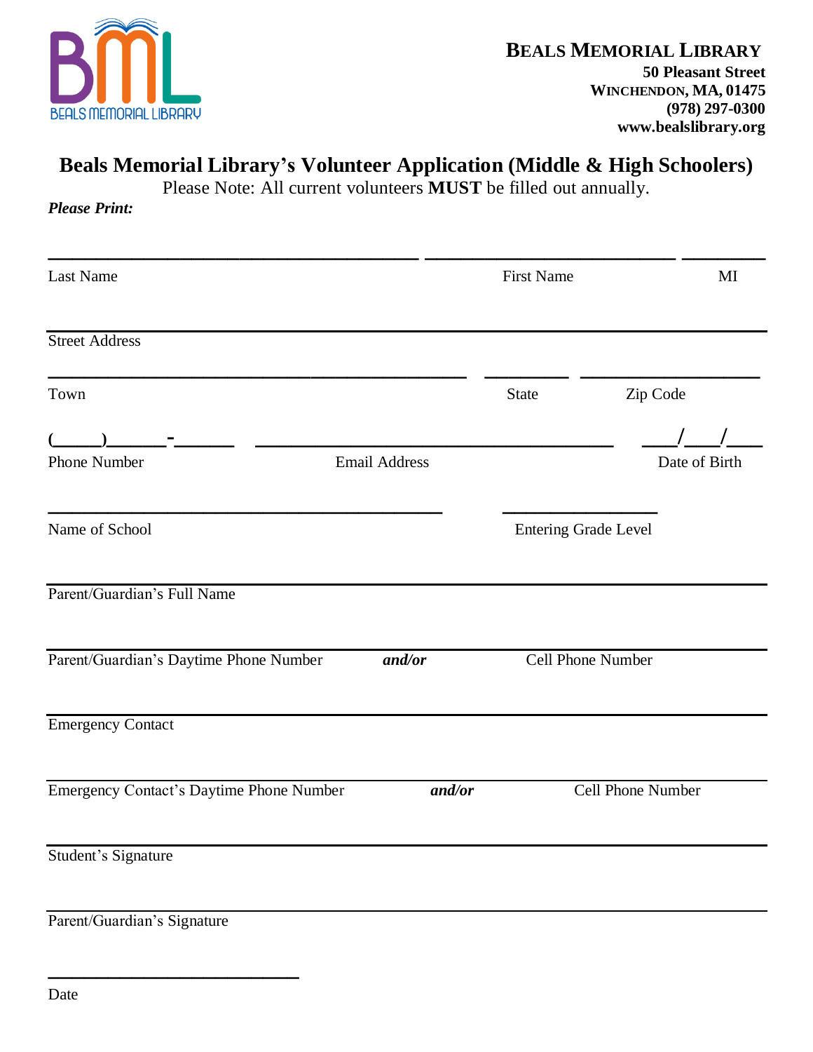**BEALS MEMORIAL LIBRARY**
**50 Pleasant Street**
**WINCHENDON, MA, 01475**
**(978) 297-0300**
**www.bealslibrary.org**

# Beals Memorial Library's Volunteer Application (Middle & High Schoolers)

Please Note: All current volunteers **MUST** be filled out annually.

***Please Print:***

______________________________________ ________________________ ________

Last Name First Name MI

___________________________________________________________________________

Street Address

____________________________________________ ________ __________________

Town State Zip Code

(_____)______-______ ___________________________________ ___/___/___

Phone Number Email Address Date of Birth

_______________________________________ _______________

Name of School Entering Grade Level

___________________________________________________________________________

Parent/Guardian's Full Name

___________________________________________________________________________

Parent/Guardian's Daytime Phone Number ***and/or*** Cell Phone Number

___________________________________________________________________________

Emergency Contact

___________________________________________________________________________

Emergency Contact's Daytime Phone Number ***and/or*** Cell Phone Number

___________________________________________________________________________

Student's Signature

___________________________________________________________________________

Parent/Guardian's Signature

_________________________

Date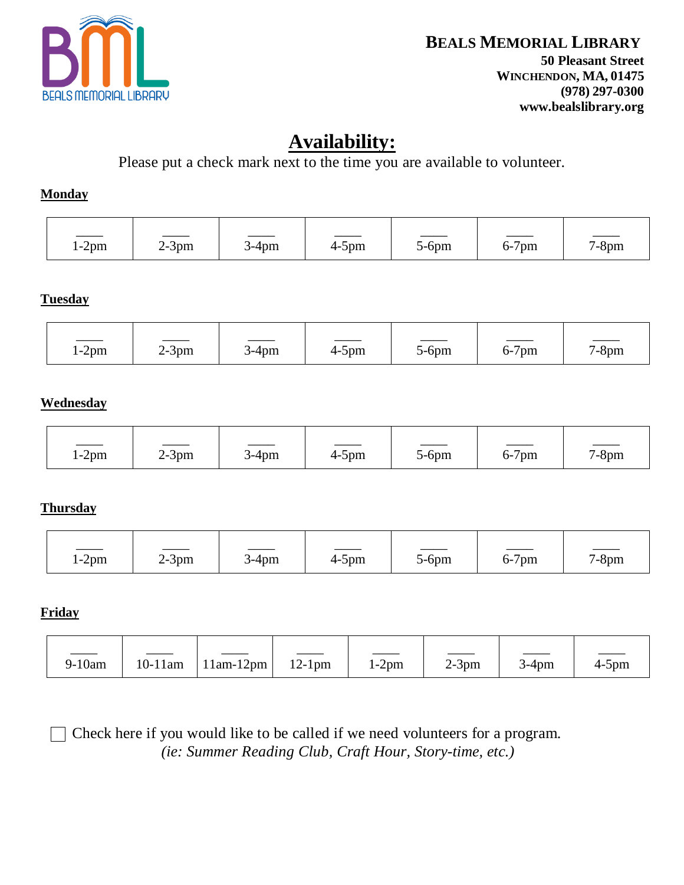**BEALS MEMORIAL LIBRARY**
**50 Pleasant Street**
**WINCHENDON, MA, 01475**
**(978) 297-0300**
**www.bealslibrary.org**

# Availability:

Please put a check mark next to the time you are available to volunteer.

**Monday**

| | | | | | | |
|---|---|---|---|---|---|---|
| ____ 1-2pm | ____ 2-3pm | ____ 3-4pm | ____ 4-5pm | ____ 5-6pm | ____ 6-7pm | ____ 7-8pm |

**Tuesday**

| | | | | | | |
|---|---|---|---|---|---|---|
| ____ 1-2pm | ____ 2-3pm | ____ 3-4pm | ____ 4-5pm | ____ 5-6pm | ____ 6-7pm | ____ 7-8pm |

**Wednesday**

| | | | | | | |
|---|---|---|---|---|---|---|
| ____ 1-2pm | ____ 2-3pm | ____ 3-4pm | ____ 4-5pm | ____ 5-6pm | ____ 6-7pm | ____ 7-8pm |

**Thursday**

| | | | | | | |
|---|---|---|---|---|---|---|
| ____ 1-2pm | ____ 2-3pm | ____ 3-4pm | ____ 4-5pm | ____ 5-6pm | ____ 6-7pm | ____ 7-8pm |

**Friday**

| | | | | | | | |
|---|---|---|---|---|---|---|---|
| ____ 9-10am | ____ 10-11am | ____ 11am-12pm | ____ 12-1pm | ____ 1-2pm | ____ 2-3pm | ____ 3-4pm | ____ 4-5pm |

☐ Check here if you would like to be called if we need volunteers for a program.
*(ie: Summer Reading Club, Craft Hour, Story-time, etc.)*